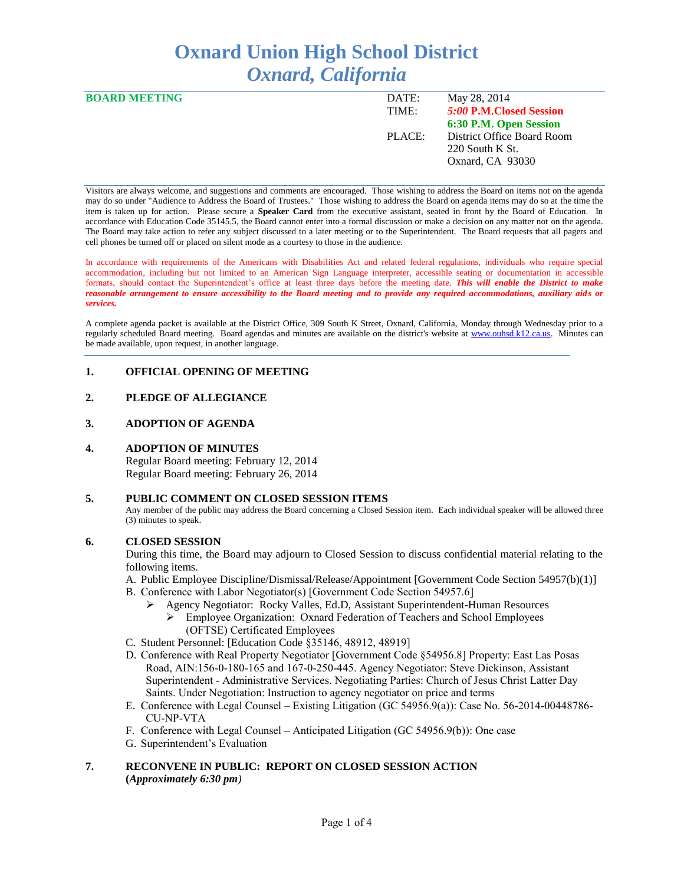# Oxnard Union High School District
## *Oxnard, California*

**BOARD MEETING**

DATE: May 28, 2014
TIME: ***5:00* P.M.Closed Session**
**6:30 P.M. Open Session**
PLACE: District Office Board Room
220 South K St.
Oxnard, CA 93030

Visitors are always welcome, and suggestions and comments are encouraged. Those wishing to address the Board on items not on the agenda may do so under "Audience to Address the Board of Trustees." Those wishing to address the Board on agenda items may do so at the time the item is taken up for action. Please secure a **Speaker Card** from the executive assistant, seated in front by the Board of Education. In accordance with Education Code 35145.5, the Board cannot enter into a formal discussion or make a decision on any matter not on the agenda. The Board may take action to refer any subject discussed to a later meeting or to the Superintendent. The Board requests that all pagers and cell phones be turned off or placed on silent mode as a courtesy to those in the audience.

In accordance with requirements of the Americans with Disabilities Act and related federal regulations, individuals who require special accommodation, including but not limited to an American Sign Language interpreter, accessible seating or documentation in accessible formats, should contact the Superintendent's office at least three days before the meeting date. ***This will enable the District to make reasonable arrangement to ensure accessibility to the Board meeting and to provide any required accommodations, auxiliary aids or services.***

A complete agenda packet is available at the District Office, 309 South K Street, Oxnard, California, Monday through Wednesday prior to a regularly scheduled Board meeting. Board agendas and minutes are available on the district's website at www.ouhsd.k12.ca.us. Minutes can be made available, upon request, in another language.

### 1. OFFICIAL OPENING OF MEETING

### 2. PLEDGE OF ALLEGIANCE

### 3. ADOPTION OF AGENDA

### 4. ADOPTION OF MINUTES

Regular Board meeting: February 12, 2014
Regular Board meeting: February 26, 2014

### 5. PUBLIC COMMENT ON CLOSED SESSION ITEMS

Any member of the public may address the Board concerning a Closed Session item. Each individual speaker will be allowed three (3) minutes to speak.

### 6. CLOSED SESSION

During this time, the Board may adjourn to Closed Session to discuss confidential material relating to the following items.

A. Public Employee Discipline/Dismissal/Release/Appointment [Government Code Section 54957(b)(1)]
B. Conference with Labor Negotiator(s) [Government Code Section 54957.6]
   - Agency Negotiator: Rocky Valles, Ed.D, Assistant Superintendent-Human Resources
     - Employee Organization: Oxnard Federation of Teachers and School Employees (OFTSE) Certificated Employees
C. Student Personnel: [Education Code §35146, 48912, 48919]
D. Conference with Real Property Negotiator [Government Code §54956.8] Property: East Las Posas Road, AIN:156-0-180-165 and 167-0-250-445. Agency Negotiator: Steve Dickinson, Assistant Superintendent - Administrative Services. Negotiating Parties: Church of Jesus Christ Latter Day Saints. Under Negotiation: Instruction to agency negotiator on price and terms
E. Conference with Legal Counsel – Existing Litigation (GC 54956.9(a)): Case No. 56-2014-00448786-CU-NP-VTA
F. Conference with Legal Counsel – Anticipated Litigation (GC 54956.9(b)): One case
G. Superintendent's Evaluation

### 7. RECONVENE IN PUBLIC: REPORT ON CLOSED SESSION ACTION

**(*Approximately 6:30 pm)***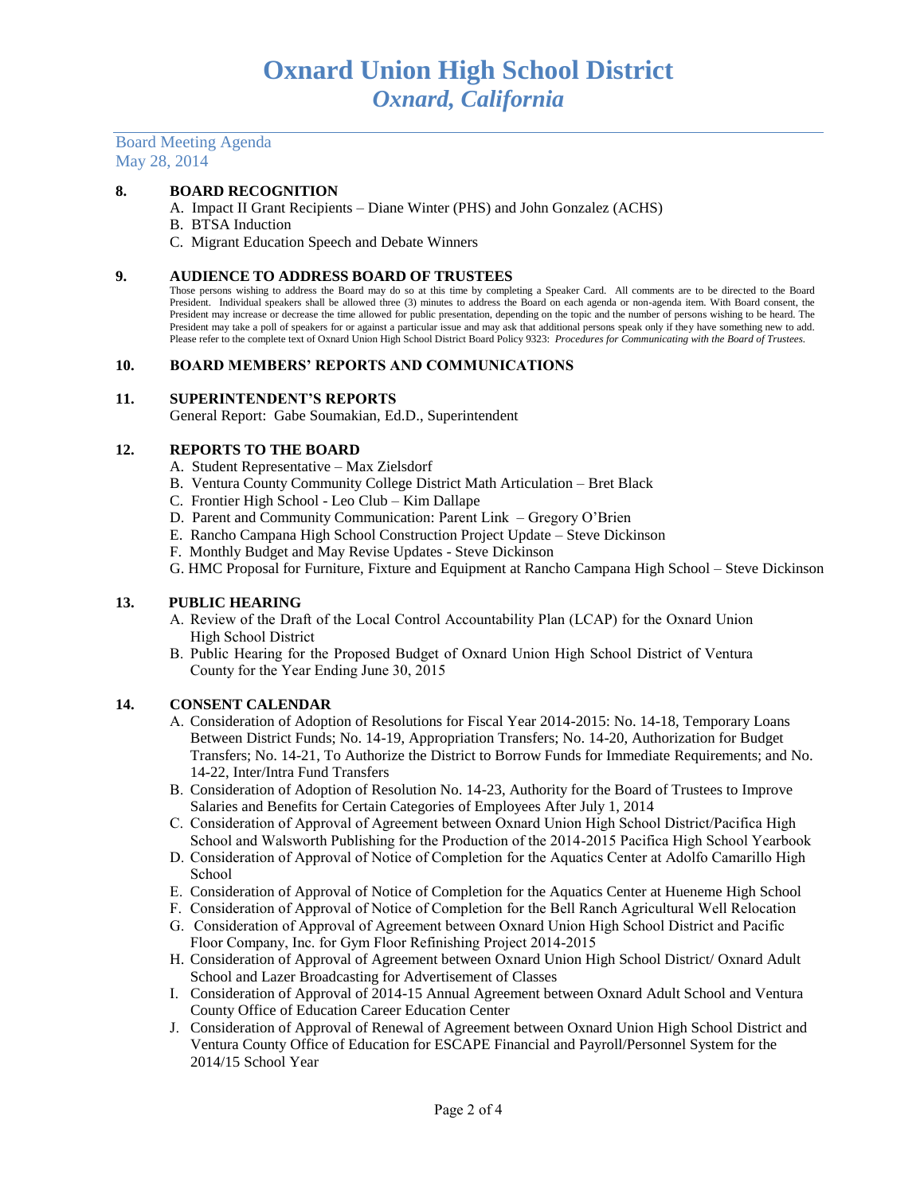# Oxnard Union High School District
## *Oxnard, California*

Board Meeting Agenda
May 28, 2014

**8. BOARD RECOGNITION**

A. Impact II Grant Recipients – Diane Winter (PHS) and John Gonzalez (ACHS)
B. BTSA Induction
C. Migrant Education Speech and Debate Winners

**9. AUDIENCE TO ADDRESS BOARD OF TRUSTEES**

Those persons wishing to address the Board may do so at this time by completing a Speaker Card. All comments are to be directed to the Board President. Individual speakers shall be allowed three (3) minutes to address the Board on each agenda or non-agenda item. With Board consent, the President may increase or decrease the time allowed for public presentation, depending on the topic and the number of persons wishing to be heard. The President may take a poll of speakers for or against a particular issue and may ask that additional persons speak only if they have something new to add. Please refer to the complete text of Oxnard Union High School District Board Policy 9323: *Procedures for Communicating with the Board of Trustees.*

**10. BOARD MEMBERS' REPORTS AND COMMUNICATIONS**

**11. SUPERINTENDENT'S REPORTS**

General Report: Gabe Soumakian, Ed.D., Superintendent

**12. REPORTS TO THE BOARD**

A. Student Representative – Max Zielsdorf
B. Ventura County Community College District Math Articulation – Bret Black
C. Frontier High School - Leo Club – Kim Dallape
D. Parent and Community Communication: Parent Link – Gregory O'Brien
E. Rancho Campana High School Construction Project Update – Steve Dickinson
F. Monthly Budget and May Revise Updates - Steve Dickinson
G. HMC Proposal for Furniture, Fixture and Equipment at Rancho Campana High School – Steve Dickinson

**13. PUBLIC HEARING**

A. Review of the Draft of the Local Control Accountability Plan (LCAP) for the Oxnard Union High School District
B. Public Hearing for the Proposed Budget of Oxnard Union High School District of Ventura County for the Year Ending June 30, 2015

**14. CONSENT CALENDAR**

A. Consideration of Adoption of Resolutions for Fiscal Year 2014-2015: No. 14-18, Temporary Loans Between District Funds; No. 14-19, Appropriation Transfers; No. 14-20, Authorization for Budget Transfers; No. 14-21, To Authorize the District to Borrow Funds for Immediate Requirements; and No. 14-22, Inter/Intra Fund Transfers
B. Consideration of Adoption of Resolution No. 14-23, Authority for the Board of Trustees to Improve Salaries and Benefits for Certain Categories of Employees After July 1, 2014
C. Consideration of Approval of Agreement between Oxnard Union High School District/Pacifica High School and Walsworth Publishing for the Production of the 2014-2015 Pacifica High School Yearbook
D. Consideration of Approval of Notice of Completion for the Aquatics Center at Adolfo Camarillo High School
E. Consideration of Approval of Notice of Completion for the Aquatics Center at Hueneme High School
F. Consideration of Approval of Notice of Completion for the Bell Ranch Agricultural Well Relocation
G. Consideration of Approval of Agreement between Oxnard Union High School District and Pacific Floor Company, Inc. for Gym Floor Refinishing Project 2014-2015
H. Consideration of Approval of Agreement between Oxnard Union High School District/ Oxnard Adult School and Lazer Broadcasting for Advertisement of Classes
I. Consideration of Approval of 2014-15 Annual Agreement between Oxnard Adult School and Ventura County Office of Education Career Education Center
J. Consideration of Approval of Renewal of Agreement between Oxnard Union High School District and Ventura County Office of Education for ESCAPE Financial and Payroll/Personnel System for the 2014/15 School Year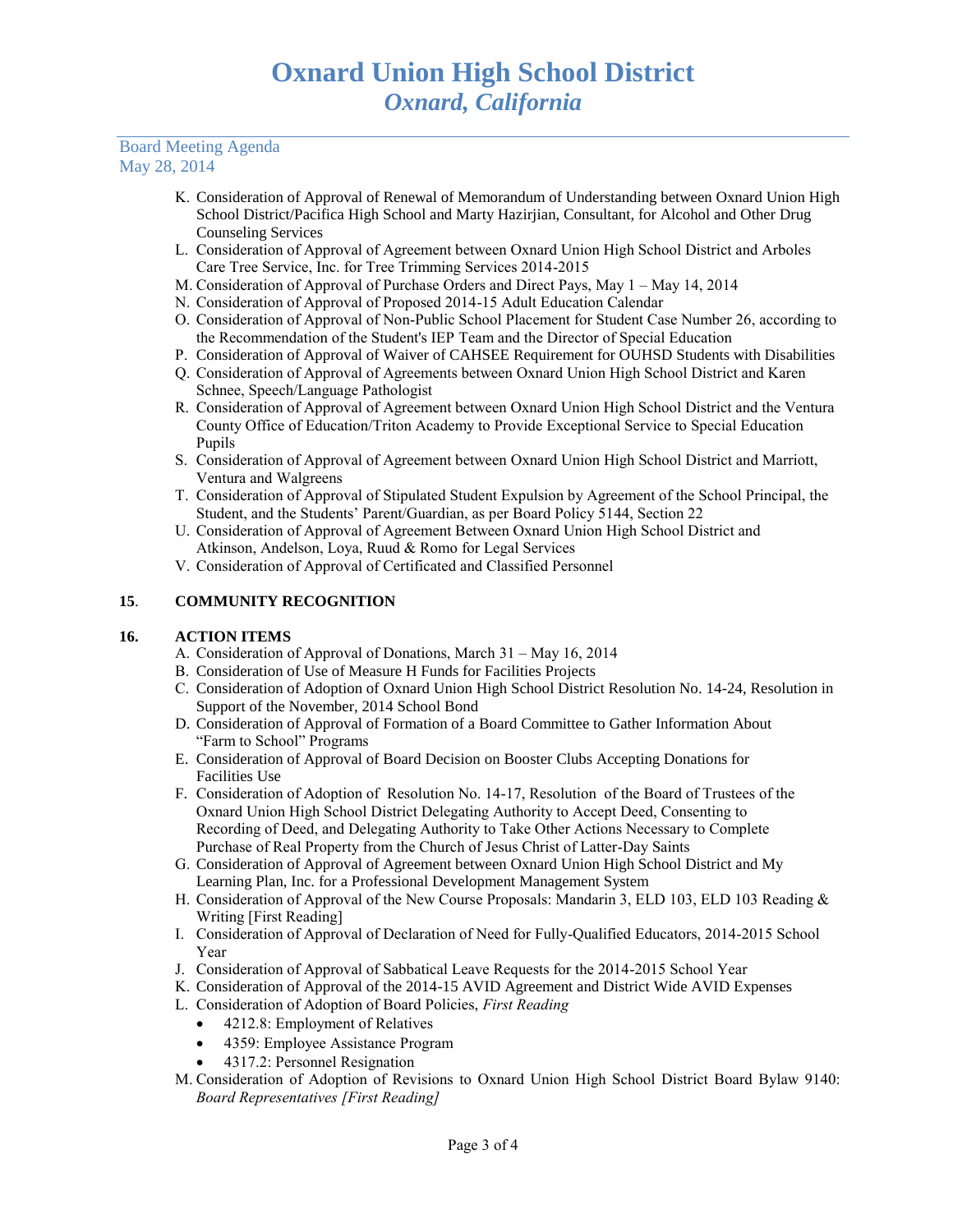K. Consideration of Approval of Renewal of Memorandum of Understanding between Oxnard Union High School District/Pacifica High School and Marty Hazirjian, Consultant, for Alcohol and Other Drug Counseling Services
L. Consideration of Approval of Agreement between Oxnard Union High School District and Arboles Care Tree Service, Inc. for Tree Trimming Services 2014-2015
M. Consideration of Approval of Purchase Orders and Direct Pays, May 1 – May 14, 2014
N. Consideration of Approval of Proposed 2014-15 Adult Education Calendar
O. Consideration of Approval of Non-Public School Placement for Student Case Number 26, according to the Recommendation of the Student's IEP Team and the Director of Special Education
P. Consideration of Approval of Waiver of CAHSEE Requirement for OUHSD Students with Disabilities
Q. Consideration of Approval of Agreements between Oxnard Union High School District and Karen Schnee, Speech/Language Pathologist
R. Consideration of Approval of Agreement between Oxnard Union High School District and the Ventura County Office of Education/Triton Academy to Provide Exceptional Service to Special Education Pupils
S. Consideration of Approval of Agreement between Oxnard Union High School District and Marriott, Ventura and Walgreens
T. Consideration of Approval of Stipulated Student Expulsion by Agreement of the School Principal, the Student, and the Students' Parent/Guardian, as per Board Policy 5144, Section 22
U. Consideration of Approval of Agreement Between Oxnard Union High School District and Atkinson, Andelson, Loya, Ruud & Romo for Legal Services
V. Consideration of Approval of Certificated and Classified Personnel

## 15. COMMUNITY RECOGNITION

## 16. ACTION ITEMS

A. Consideration of Approval of Donations, March 31 – May 16, 2014
B. Consideration of Use of Measure H Funds for Facilities Projects
C. Consideration of Adoption of Oxnard Union High School District Resolution No. 14-24, Resolution in Support of the November, 2014 School Bond
D. Consideration of Approval of Formation of a Board Committee to Gather Information About "Farm to School" Programs
E. Consideration of Approval of Board Decision on Booster Clubs Accepting Donations for Facilities Use
F. Consideration of Adoption of Resolution No. 14-17, Resolution of the Board of Trustees of the Oxnard Union High School District Delegating Authority to Accept Deed, Consenting to Recording of Deed, and Delegating Authority to Take Other Actions Necessary to Complete Purchase of Real Property from the Church of Jesus Christ of Latter-Day Saints
G. Consideration of Approval of Agreement between Oxnard Union High School District and My Learning Plan, Inc. for a Professional Development Management System
H. Consideration of Approval of the New Course Proposals: Mandarin 3, ELD 103, ELD 103 Reading & Writing [First Reading]
I. Consideration of Approval of Declaration of Need for Fully-Qualified Educators, 2014-2015 School Year
J. Consideration of Approval of Sabbatical Leave Requests for the 2014-2015 School Year
K. Consideration of Approval of the 2014-15 AVID Agreement and District Wide AVID Expenses
L. Consideration of Adoption of Board Policies, *First Reading*
   - 4212.8: Employment of Relatives
   - 4359: Employee Assistance Program
   - 4317.2: Personnel Resignation

M. Consideration of Adoption of Revisions to Oxnard Union High School District Board Bylaw 9140: *Board Representatives [First Reading]*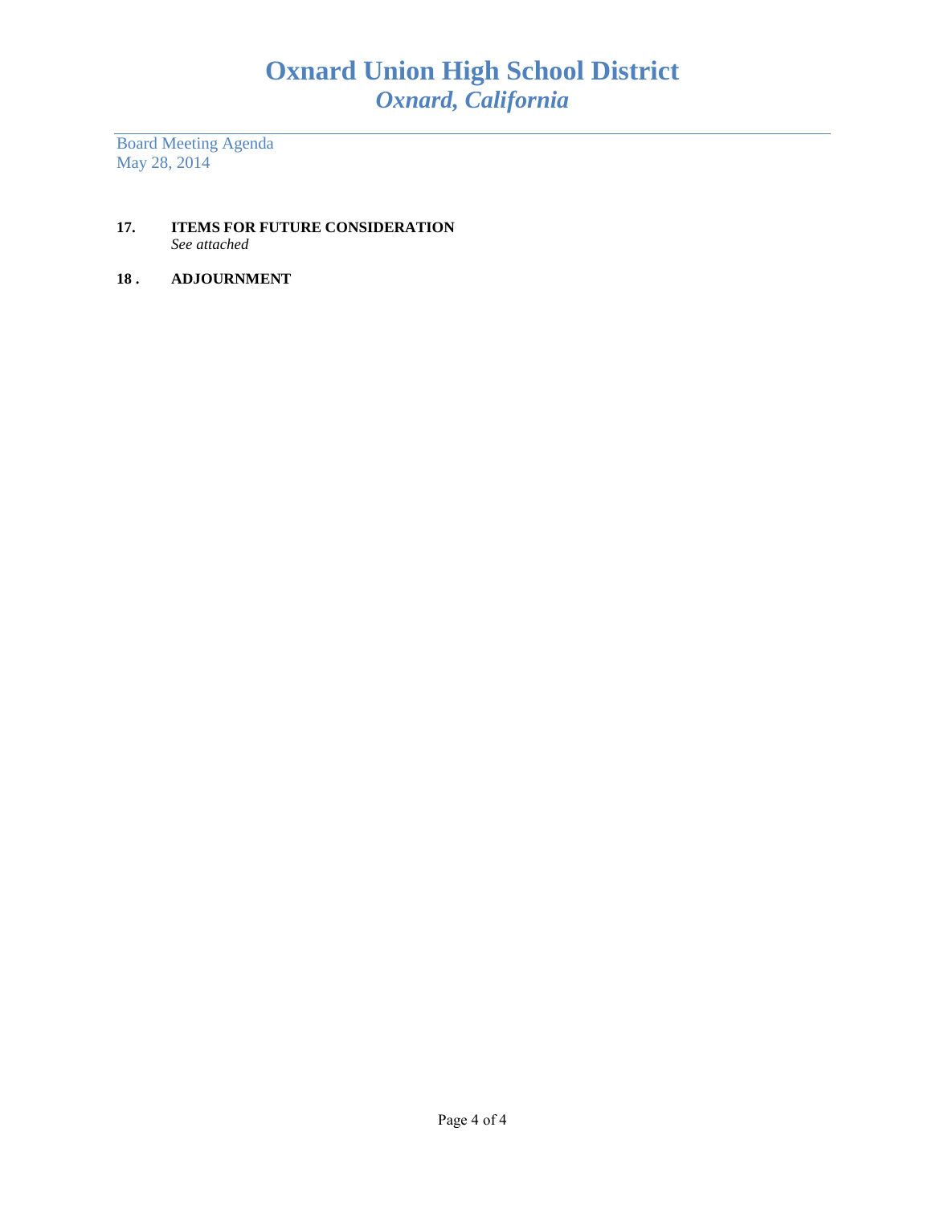**17. ITEMS FOR FUTURE CONSIDERATION**
*See attached*

**18 . ADJOURNMENT**